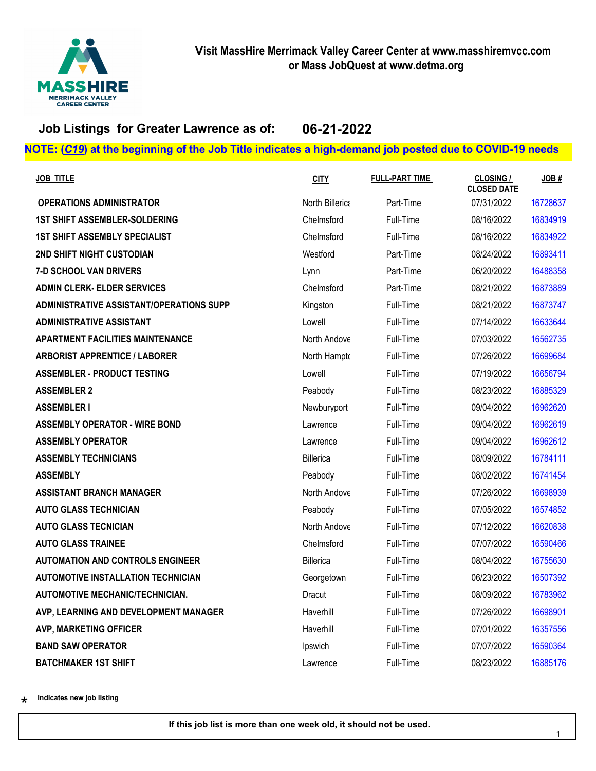**Visit MassHire Merrimack Valley Career Center at www.masshiremvcc.com or Mass JobQuest at www.detma.org**

## Job Listings for Greater Lawrence as of: 06-21-2022

**NOTE: (*C19*) at the beginning of the Job Title indicates a high-demand job posted due to COVID-19 needs**

| JOB_TITLE | CITY | FULL-PART TIME | CLOSING / CLOSED DATE | JOB # |
|---|---|---|---|---|
| OPERATIONS ADMINISTRATOR | North Billerica | Part-Time | 07/31/2022 | 16728637 |
| 1ST SHIFT ASSEMBLER-SOLDERING | Chelmsford | Full-Time | 08/16/2022 | 16834919 |
| 1ST SHIFT ASSEMBLY SPECIALIST | Chelmsford | Full-Time | 08/16/2022 | 16834922 |
| 2ND SHIFT NIGHT CUSTODIAN | Westford | Part-Time | 08/24/2022 | 16893411 |
| 7-D SCHOOL VAN DRIVERS | Lynn | Part-Time | 06/20/2022 | 16488358 |
| ADMIN CLERK- ELDER SERVICES | Chelmsford | Part-Time | 08/21/2022 | 16873889 |
| ADMINISTRATIVE ASSISTANT/OPERATIONS SUPP | Kingston | Full-Time | 08/21/2022 | 16873747 |
| ADMINISTRATIVE ASSISTANT | Lowell | Full-Time | 07/14/2022 | 16633644 |
| APARTMENT FACILITIES MAINTENANCE | North Andove | Full-Time | 07/03/2022 | 16562735 |
| ARBORIST APPRENTICE / LABORER | North Hamptc | Full-Time | 07/26/2022 | 16699684 |
| ASSEMBLER - PRODUCT TESTING | Lowell | Full-Time | 07/19/2022 | 16656794 |
| ASSEMBLER 2 | Peabody | Full-Time | 08/23/2022 | 16885329 |
| ASSEMBLER I | Newburyport | Full-Time | 09/04/2022 | 16962620 |
| ASSEMBLY OPERATOR - WIRE BOND | Lawrence | Full-Time | 09/04/2022 | 16962619 |
| ASSEMBLY OPERATOR | Lawrence | Full-Time | 09/04/2022 | 16962612 |
| ASSEMBLY TECHNICIANS | Billerica | Full-Time | 08/09/2022 | 16784111 |
| ASSEMBLY | Peabody | Full-Time | 08/02/2022 | 16741454 |
| ASSISTANT BRANCH MANAGER | North Andove | Full-Time | 07/26/2022 | 16698939 |
| AUTO GLASS TECHNICIAN | Peabody | Full-Time | 07/05/2022 | 16574852 |
| AUTO GLASS TECNICIAN | North Andove | Full-Time | 07/12/2022 | 16620838 |
| AUTO GLASS TRAINEE | Chelmsford | Full-Time | 07/07/2022 | 16590466 |
| AUTOMATION AND CONTROLS ENGINEER | Billerica | Full-Time | 08/04/2022 | 16755630 |
| AUTOMOTIVE INSTALLATION TECHNICIAN | Georgetown | Full-Time | 06/23/2022 | 16507392 |
| AUTOMOTIVE MECHANIC/TECHNICIAN. | Dracut | Full-Time | 08/09/2022 | 16783962 |
| AVP, LEARNING AND DEVELOPMENT MANAGER | Haverhill | Full-Time | 07/26/2022 | 16698901 |
| AVP, MARKETING OFFICER | Haverhill | Full-Time | 07/01/2022 | 16357556 |
| BAND SAW OPERATOR | Ipswich | Full-Time | 07/07/2022 | 16590364 |
| BATCHMAKER 1ST SHIFT | Lawrence | Full-Time | 08/23/2022 | 16885176 |

\* Indicates new job listing

If this job list is more than one week old, it should not be used.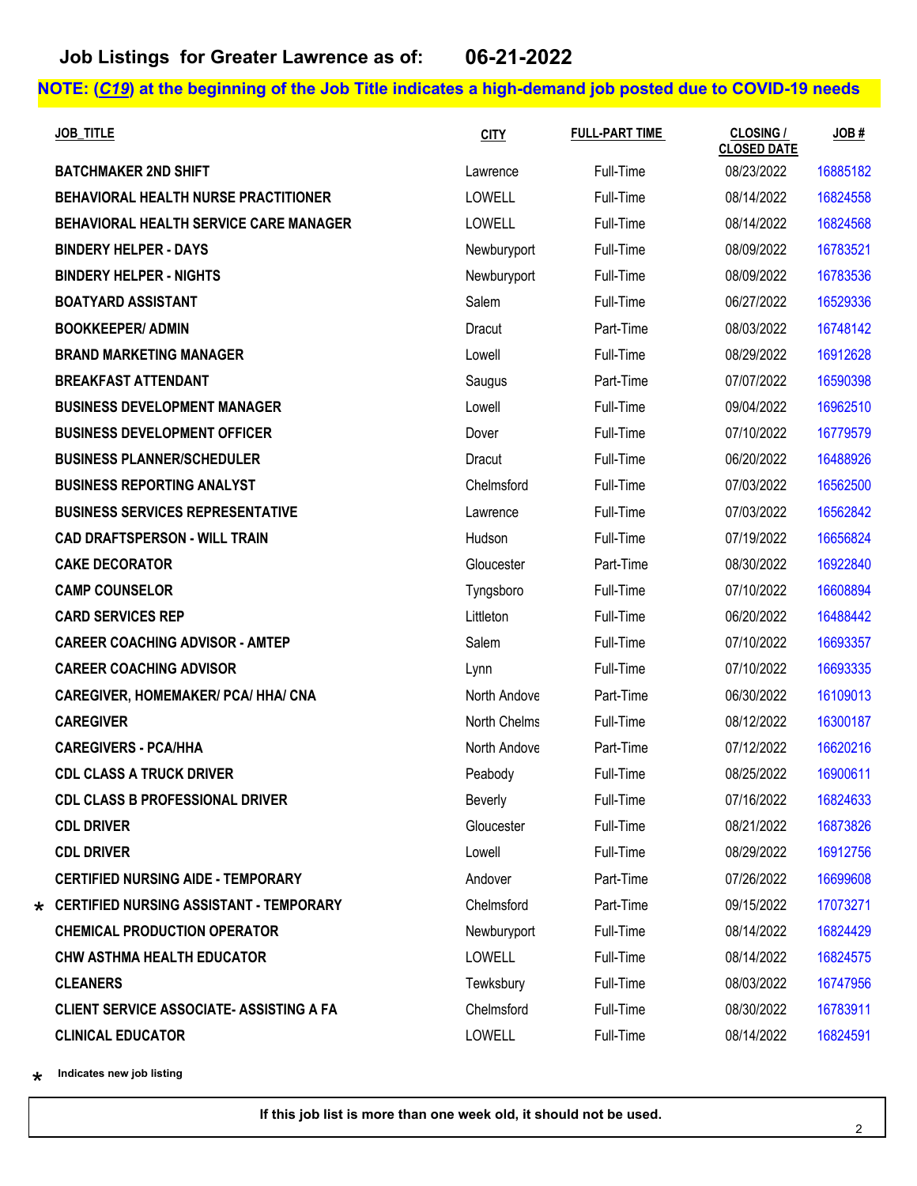## Job Listings for Greater Lawrence as of: 06-21-2022

**NOTE: (*C19*) at the beginning of the Job Title indicates a high-demand job posted due to COVID-19 needs**

| | JOB_TITLE | CITY | FULL-PART TIME | CLOSING / CLOSED DATE | JOB # |
|---|---|---|---|---|---|
| | BATCHMAKER 2ND SHIFT | Lawrence | Full-Time | 08/23/2022 | 16885182 |
| | BEHAVIORAL HEALTH NURSE PRACTITIONER | LOWELL | Full-Time | 08/14/2022 | 16824558 |
| | BEHAVIORAL HEALTH SERVICE CARE MANAGER | LOWELL | Full-Time | 08/14/2022 | 16824568 |
| | BINDERY HELPER - DAYS | Newburyport | Full-Time | 08/09/2022 | 16783521 |
| | BINDERY HELPER - NIGHTS | Newburyport | Full-Time | 08/09/2022 | 16783536 |
| | BOATYARD ASSISTANT | Salem | Full-Time | 06/27/2022 | 16529336 |
| | BOOKKEEPER/ ADMIN | Dracut | Part-Time | 08/03/2022 | 16748142 |
| | BRAND MARKETING MANAGER | Lowell | Full-Time | 08/29/2022 | 16912628 |
| | BREAKFAST ATTENDANT | Saugus | Part-Time | 07/07/2022 | 16590398 |
| | BUSINESS DEVELOPMENT MANAGER | Lowell | Full-Time | 09/04/2022 | 16962510 |
| | BUSINESS DEVELOPMENT OFFICER | Dover | Full-Time | 07/10/2022 | 16779579 |
| | BUSINESS PLANNER/SCHEDULER | Dracut | Full-Time | 06/20/2022 | 16488926 |
| | BUSINESS REPORTING ANALYST | Chelmsford | Full-Time | 07/03/2022 | 16562500 |
| | BUSINESS SERVICES REPRESENTATIVE | Lawrence | Full-Time | 07/03/2022 | 16562842 |
| | CAD DRAFTSPERSON - WILL TRAIN | Hudson | Full-Time | 07/19/2022 | 16656824 |
| | CAKE DECORATOR | Gloucester | Part-Time | 08/30/2022 | 16922840 |
| | CAMP COUNSELOR | Tyngsboro | Full-Time | 07/10/2022 | 16608894 |
| | CARD SERVICES REP | Littleton | Full-Time | 06/20/2022 | 16488442 |
| | CAREER COACHING ADVISOR - AMTEP | Salem | Full-Time | 07/10/2022 | 16693357 |
| | CAREER COACHING ADVISOR | Lynn | Full-Time | 07/10/2022 | 16693335 |
| | CAREGIVER, HOMEMAKER/ PCA/ HHA/ CNA | North Andove | Part-Time | 06/30/2022 | 16109013 |
| | CAREGIVER | North Chelms | Full-Time | 08/12/2022 | 16300187 |
| | CAREGIVERS - PCA/HHA | North Andove | Part-Time | 07/12/2022 | 16620216 |
| | CDL CLASS A TRUCK DRIVER | Peabody | Full-Time | 08/25/2022 | 16900611 |
| | CDL CLASS B PROFESSIONAL DRIVER | Beverly | Full-Time | 07/16/2022 | 16824633 |
| | CDL DRIVER | Gloucester | Full-Time | 08/21/2022 | 16873826 |
| | CDL DRIVER | Lowell | Full-Time | 08/29/2022 | 16912756 |
| | CERTIFIED NURSING AIDE - TEMPORARY | Andover | Part-Time | 07/26/2022 | 16699608 |
| * | CERTIFIED NURSING ASSISTANT - TEMPORARY | Chelmsford | Part-Time | 09/15/2022 | 17073271 |
| | CHEMICAL PRODUCTION OPERATOR | Newburyport | Full-Time | 08/14/2022 | 16824429 |
| | CHW ASTHMA HEALTH EDUCATOR | LOWELL | Full-Time | 08/14/2022 | 16824575 |
| | CLEANERS | Tewksbury | Full-Time | 08/03/2022 | 16747956 |
| | CLIENT SERVICE ASSOCIATE- ASSISTING A FA | Chelmsford | Full-Time | 08/30/2022 | 16783911 |
| | CLINICAL EDUCATOR | LOWELL | Full-Time | 08/14/2022 | 16824591 |

\* Indicates new job listing

**If this job list is more than one week old, it should not be used.**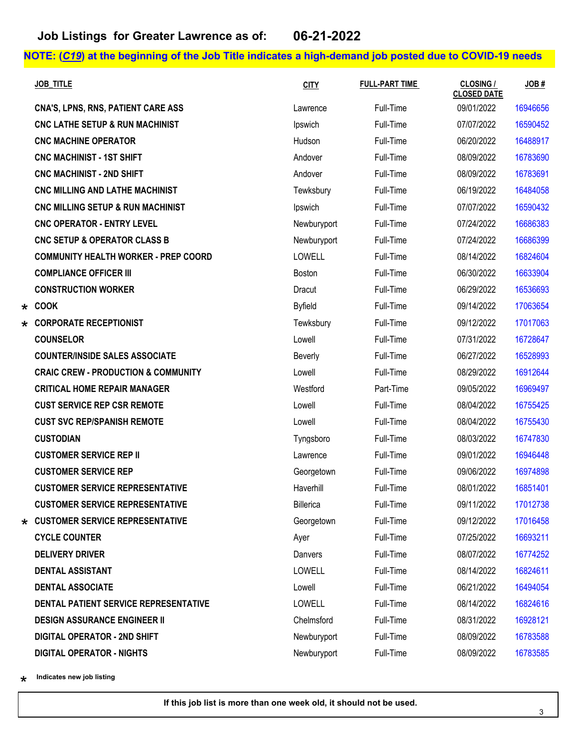## Job Listings for Greater Lawrence as of: 06-21-2022

**NOTE: (*C19*) at the beginning of the Job Title indicates a high-demand job posted due to COVID-19 needs**

| | JOB_TITLE | CITY | FULL-PART TIME | CLOSING / CLOSED DATE | JOB # |
|---|---|---|---|---|---|
| | CNA'S, LPNS, RNS, PATIENT CARE ASS | Lawrence | Full-Time | 09/01/2022 | 16946656 |
| | CNC LATHE SETUP & RUN MACHINIST | Ipswich | Full-Time | 07/07/2022 | 16590452 |
| | CNC MACHINE OPERATOR | Hudson | Full-Time | 06/20/2022 | 16488917 |
| | CNC MACHINIST - 1ST SHIFT | Andover | Full-Time | 08/09/2022 | 16783690 |
| | CNC MACHINIST - 2ND SHIFT | Andover | Full-Time | 08/09/2022 | 16783691 |
| | CNC MILLING AND LATHE MACHINIST | Tewksbury | Full-Time | 06/19/2022 | 16484058 |
| | CNC MILLING SETUP & RUN MACHINIST | Ipswich | Full-Time | 07/07/2022 | 16590432 |
| | CNC OPERATOR - ENTRY LEVEL | Newburyport | Full-Time | 07/24/2022 | 16686383 |
| | CNC SETUP & OPERATOR CLASS B | Newburyport | Full-Time | 07/24/2022 | 16686399 |
| | COMMUNITY HEALTH WORKER - PREP COORD | LOWELL | Full-Time | 08/14/2022 | 16824604 |
| | COMPLIANCE OFFICER III | Boston | Full-Time | 06/30/2022 | 16633904 |
| | CONSTRUCTION WORKER | Dracut | Full-Time | 06/29/2022 | 16536693 |
| * | COOK | Byfield | Full-Time | 09/14/2022 | 17063654 |
| * | CORPORATE RECEPTIONIST | Tewksbury | Full-Time | 09/12/2022 | 17017063 |
| | COUNSELOR | Lowell | Full-Time | 07/31/2022 | 16728647 |
| | COUNTER/INSIDE SALES ASSOCIATE | Beverly | Full-Time | 06/27/2022 | 16528993 |
| | CRAIC CREW - PRODUCTION & COMMUNITY | Lowell | Full-Time | 08/29/2022 | 16912644 |
| | CRITICAL HOME REPAIR MANAGER | Westford | Part-Time | 09/05/2022 | 16969497 |
| | CUST SERVICE REP CSR REMOTE | Lowell | Full-Time | 08/04/2022 | 16755425 |
| | CUST SVC REP/SPANISH REMOTE | Lowell | Full-Time | 08/04/2022 | 16755430 |
| | CUSTODIAN | Tyngsboro | Full-Time | 08/03/2022 | 16747830 |
| | CUSTOMER SERVICE REP II | Lawrence | Full-Time | 09/01/2022 | 16946448 |
| | CUSTOMER SERVICE REP | Georgetown | Full-Time | 09/06/2022 | 16974898 |
| | CUSTOMER SERVICE REPRESENTATIVE | Haverhill | Full-Time | 08/01/2022 | 16851401 |
| | CUSTOMER SERVICE REPRESENTATIVE | Billerica | Full-Time | 09/11/2022 | 17012738 |
| * | CUSTOMER SERVICE REPRESENTATIVE | Georgetown | Full-Time | 09/12/2022 | 17016458 |
| | CYCLE COUNTER | Ayer | Full-Time | 07/25/2022 | 16693211 |
| | DELIVERY DRIVER | Danvers | Full-Time | 08/07/2022 | 16774252 |
| | DENTAL ASSISTANT | LOWELL | Full-Time | 08/14/2022 | 16824611 |
| | DENTAL ASSOCIATE | Lowell | Full-Time | 06/21/2022 | 16494054 |
| | DENTAL PATIENT SERVICE REPRESENTATIVE | LOWELL | Full-Time | 08/14/2022 | 16824616 |
| | DESIGN ASSURANCE ENGINEER II | Chelmsford | Full-Time | 08/31/2022 | 16928121 |
| | DIGITAL OPERATOR - 2ND SHIFT | Newburyport | Full-Time | 08/09/2022 | 16783588 |
| | DIGITAL OPERATOR - NIGHTS | Newburyport | Full-Time | 08/09/2022 | 16783585 |

\* Indicates new job listing

**If this job list is more than one week old, it should not be used.**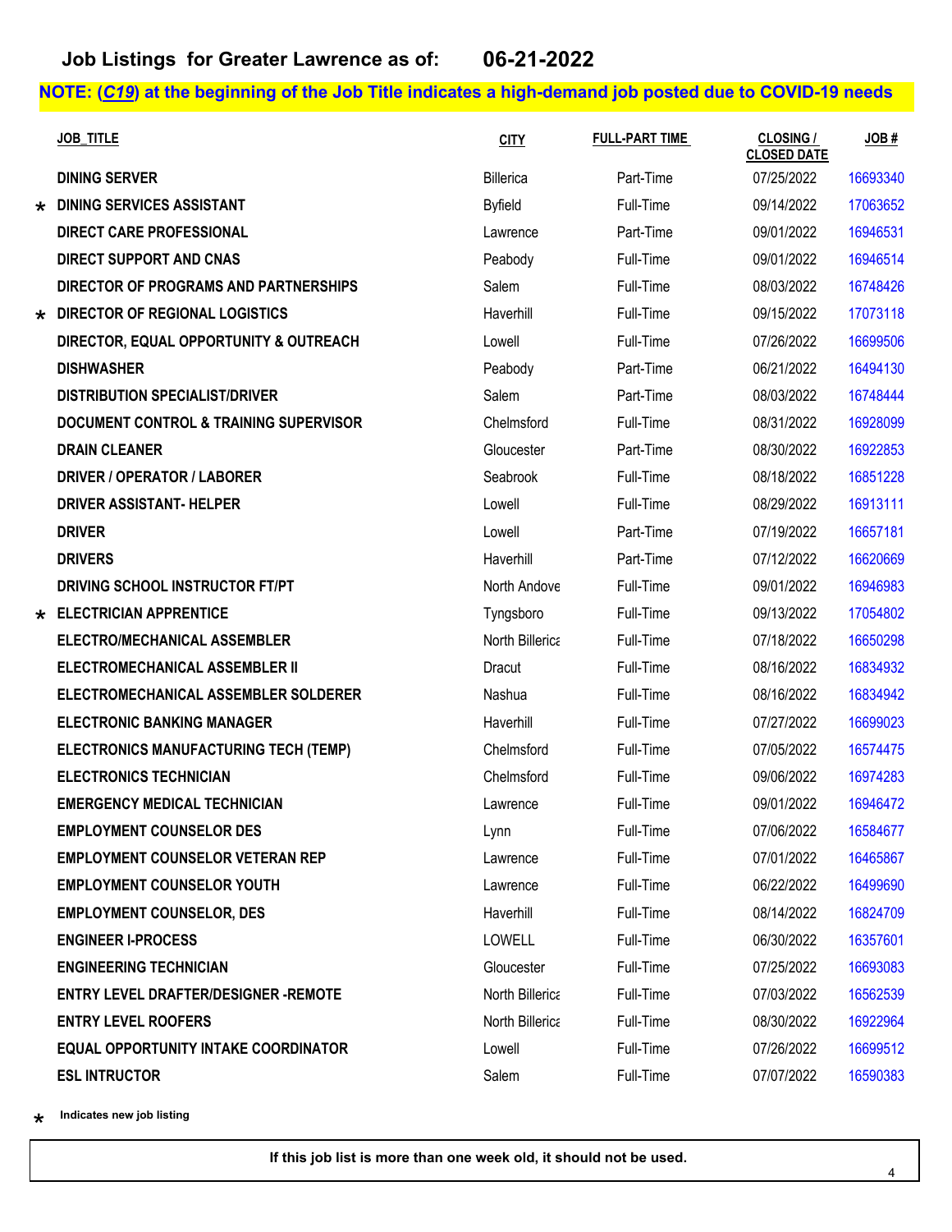# Job Listings for Greater Lawrence as of: 06-21-2022

**NOTE: (*C19*) at the beginning of the Job Title indicates a high-demand job posted due to COVID-19 needs**

| | JOB_TITLE | CITY | FULL-PART TIME | CLOSING / CLOSED DATE | JOB # |
|---|---|---|---|---|---|
| | DINING SERVER | Billerica | Part-Time | 07/25/2022 | 16693340 |
| * | DINING SERVICES ASSISTANT | Byfield | Full-Time | 09/14/2022 | 17063652 |
| | DIRECT CARE PROFESSIONAL | Lawrence | Part-Time | 09/01/2022 | 16946531 |
| | DIRECT SUPPORT AND CNAS | Peabody | Full-Time | 09/01/2022 | 16946514 |
| | DIRECTOR OF PROGRAMS AND PARTNERSHIPS | Salem | Full-Time | 08/03/2022 | 16748426 |
| * | DIRECTOR OF REGIONAL LOGISTICS | Haverhill | Full-Time | 09/15/2022 | 17073118 |
| | DIRECTOR, EQUAL OPPORTUNITY & OUTREACH | Lowell | Full-Time | 07/26/2022 | 16699506 |
| | DISHWASHER | Peabody | Part-Time | 06/21/2022 | 16494130 |
| | DISTRIBUTION SPECIALIST/DRIVER | Salem | Part-Time | 08/03/2022 | 16748444 |
| | DOCUMENT CONTROL & TRAINING SUPERVISOR | Chelmsford | Full-Time | 08/31/2022 | 16928099 |
| | DRAIN CLEANER | Gloucester | Part-Time | 08/30/2022 | 16922853 |
| | DRIVER / OPERATOR / LABORER | Seabrook | Full-Time | 08/18/2022 | 16851228 |
| | DRIVER ASSISTANT- HELPER | Lowell | Full-Time | 08/29/2022 | 16913111 |
| | DRIVER | Lowell | Part-Time | 07/19/2022 | 16657181 |
| | DRIVERS | Haverhill | Part-Time | 07/12/2022 | 16620669 |
| | DRIVING SCHOOL INSTRUCTOR FT/PT | North Andove | Full-Time | 09/01/2022 | 16946983 |
| * | ELECTRICIAN APPRENTICE | Tyngsboro | Full-Time | 09/13/2022 | 17054802 |
| | ELECTRO/MECHANICAL ASSEMBLER | North Billerica | Full-Time | 07/18/2022 | 16650298 |
| | ELECTROMECHANICAL ASSEMBLER II | Dracut | Full-Time | 08/16/2022 | 16834932 |
| | ELECTROMECHANICAL ASSEMBLER SOLDERER | Nashua | Full-Time | 08/16/2022 | 16834942 |
| | ELECTRONIC BANKING MANAGER | Haverhill | Full-Time | 07/27/2022 | 16699023 |
| | ELECTRONICS MANUFACTURING TECH (TEMP) | Chelmsford | Full-Time | 07/05/2022 | 16574475 |
| | ELECTRONICS TECHNICIAN | Chelmsford | Full-Time | 09/06/2022 | 16974283 |
| | EMERGENCY MEDICAL TECHNICIAN | Lawrence | Full-Time | 09/01/2022 | 16946472 |
| | EMPLOYMENT COUNSELOR DES | Lynn | Full-Time | 07/06/2022 | 16584677 |
| | EMPLOYMENT COUNSELOR VETERAN REP | Lawrence | Full-Time | 07/01/2022 | 16465867 |
| | EMPLOYMENT COUNSELOR YOUTH | Lawrence | Full-Time | 06/22/2022 | 16499690 |
| | EMPLOYMENT COUNSELOR, DES | Haverhill | Full-Time | 08/14/2022 | 16824709 |
| | ENGINEER I-PROCESS | LOWELL | Full-Time | 06/30/2022 | 16357601 |
| | ENGINEERING TECHNICIAN | Gloucester | Full-Time | 07/25/2022 | 16693083 |
| | ENTRY LEVEL DRAFTER/DESIGNER -REMOTE | North Billerica | Full-Time | 07/03/2022 | 16562539 |
| | ENTRY LEVEL ROOFERS | North Billerica | Full-Time | 08/30/2022 | 16922964 |
| | EQUAL OPPORTUNITY INTAKE COORDINATOR | Lowell | Full-Time | 07/26/2022 | 16699512 |
| | ESL INTRUCTOR | Salem | Full-Time | 07/07/2022 | 16590383 |

\* Indicates new job listing

**If this job list is more than one week old, it should not be used.**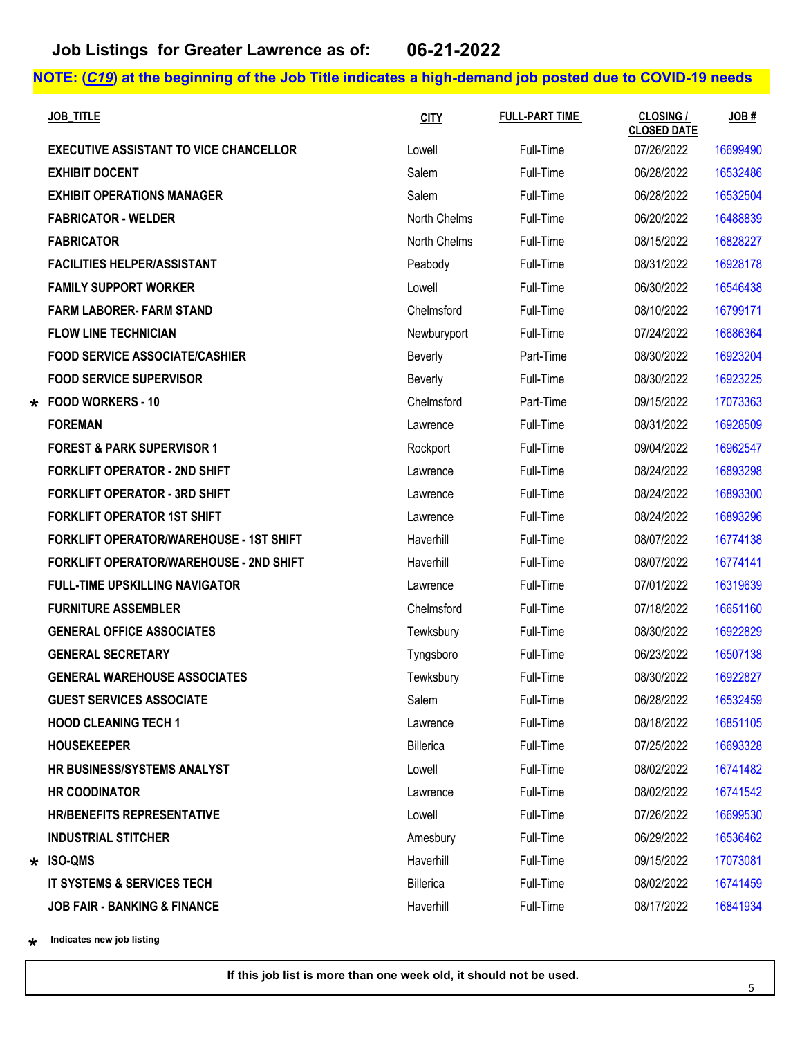# Job Listings for Greater Lawrence as of: 06-21-2022

**NOTE: (*C19*) at the beginning of the Job Title indicates a high-demand job posted due to COVID-19 needs**

| | JOB_TITLE | CITY | FULL-PART TIME | CLOSING / CLOSED DATE | JOB # |
|---|---|---|---|---|---|
| | EXECUTIVE ASSISTANT TO VICE CHANCELLOR | Lowell | Full-Time | 07/26/2022 | 16699490 |
| | EXHIBIT DOCENT | Salem | Full-Time | 06/28/2022 | 16532486 |
| | EXHIBIT OPERATIONS MANAGER | Salem | Full-Time | 06/28/2022 | 16532504 |
| | FABRICATOR - WELDER | North Chelms | Full-Time | 06/20/2022 | 16488839 |
| | FABRICATOR | North Chelms | Full-Time | 08/15/2022 | 16828227 |
| | FACILITIES HELPER/ASSISTANT | Peabody | Full-Time | 08/31/2022 | 16928178 |
| | FAMILY SUPPORT WORKER | Lowell | Full-Time | 06/30/2022 | 16546438 |
| | FARM LABORER- FARM STAND | Chelmsford | Full-Time | 08/10/2022 | 16799171 |
| | FLOW LINE TECHNICIAN | Newburyport | Full-Time | 07/24/2022 | 16686364 |
| | FOOD SERVICE ASSOCIATE/CASHIER | Beverly | Part-Time | 08/30/2022 | 16923204 |
| | FOOD SERVICE SUPERVISOR | Beverly | Full-Time | 08/30/2022 | 16923225 |
| * | FOOD WORKERS - 10 | Chelmsford | Part-Time | 09/15/2022 | 17073363 |
| | FOREMAN | Lawrence | Full-Time | 08/31/2022 | 16928509 |
| | FOREST & PARK SUPERVISOR 1 | Rockport | Full-Time | 09/04/2022 | 16962547 |
| | FORKLIFT OPERATOR - 2ND SHIFT | Lawrence | Full-Time | 08/24/2022 | 16893298 |
| | FORKLIFT OPERATOR - 3RD SHIFT | Lawrence | Full-Time | 08/24/2022 | 16893300 |
| | FORKLIFT OPERATOR 1ST SHIFT | Lawrence | Full-Time | 08/24/2022 | 16893296 |
| | FORKLIFT OPERATOR/WAREHOUSE - 1ST SHIFT | Haverhill | Full-Time | 08/07/2022 | 16774138 |
| | FORKLIFT OPERATOR/WAREHOUSE - 2ND SHIFT | Haverhill | Full-Time | 08/07/2022 | 16774141 |
| | FULL-TIME UPSKILLING NAVIGATOR | Lawrence | Full-Time | 07/01/2022 | 16319639 |
| | FURNITURE ASSEMBLER | Chelmsford | Full-Time | 07/18/2022 | 16651160 |
| | GENERAL OFFICE ASSOCIATES | Tewksbury | Full-Time | 08/30/2022 | 16922829 |
| | GENERAL SECRETARY | Tyngsboro | Full-Time | 06/23/2022 | 16507138 |
| | GENERAL WAREHOUSE ASSOCIATES | Tewksbury | Full-Time | 08/30/2022 | 16922827 |
| | GUEST SERVICES ASSOCIATE | Salem | Full-Time | 06/28/2022 | 16532459 |
| | HOOD CLEANING TECH 1 | Lawrence | Full-Time | 08/18/2022 | 16851105 |
| | HOUSEKEEPER | Billerica | Full-Time | 07/25/2022 | 16693328 |
| | HR BUSINESS/SYSTEMS ANALYST | Lowell | Full-Time | 08/02/2022 | 16741482 |
| | HR COODINATOR | Lawrence | Full-Time | 08/02/2022 | 16741542 |
| | HR/BENEFITS REPRESENTATIVE | Lowell | Full-Time | 07/26/2022 | 16699530 |
| | INDUSTRIAL STITCHER | Amesbury | Full-Time | 06/29/2022 | 16536462 |
| * | ISO-QMS | Haverhill | Full-Time | 09/15/2022 | 17073081 |
| | IT SYSTEMS & SERVICES TECH | Billerica | Full-Time | 08/02/2022 | 16741459 |
| | JOB FAIR - BANKING & FINANCE | Haverhill | Full-Time | 08/17/2022 | 16841934 |

\* Indicates new job listing

**If this job list is more than one week old, it should not be used.**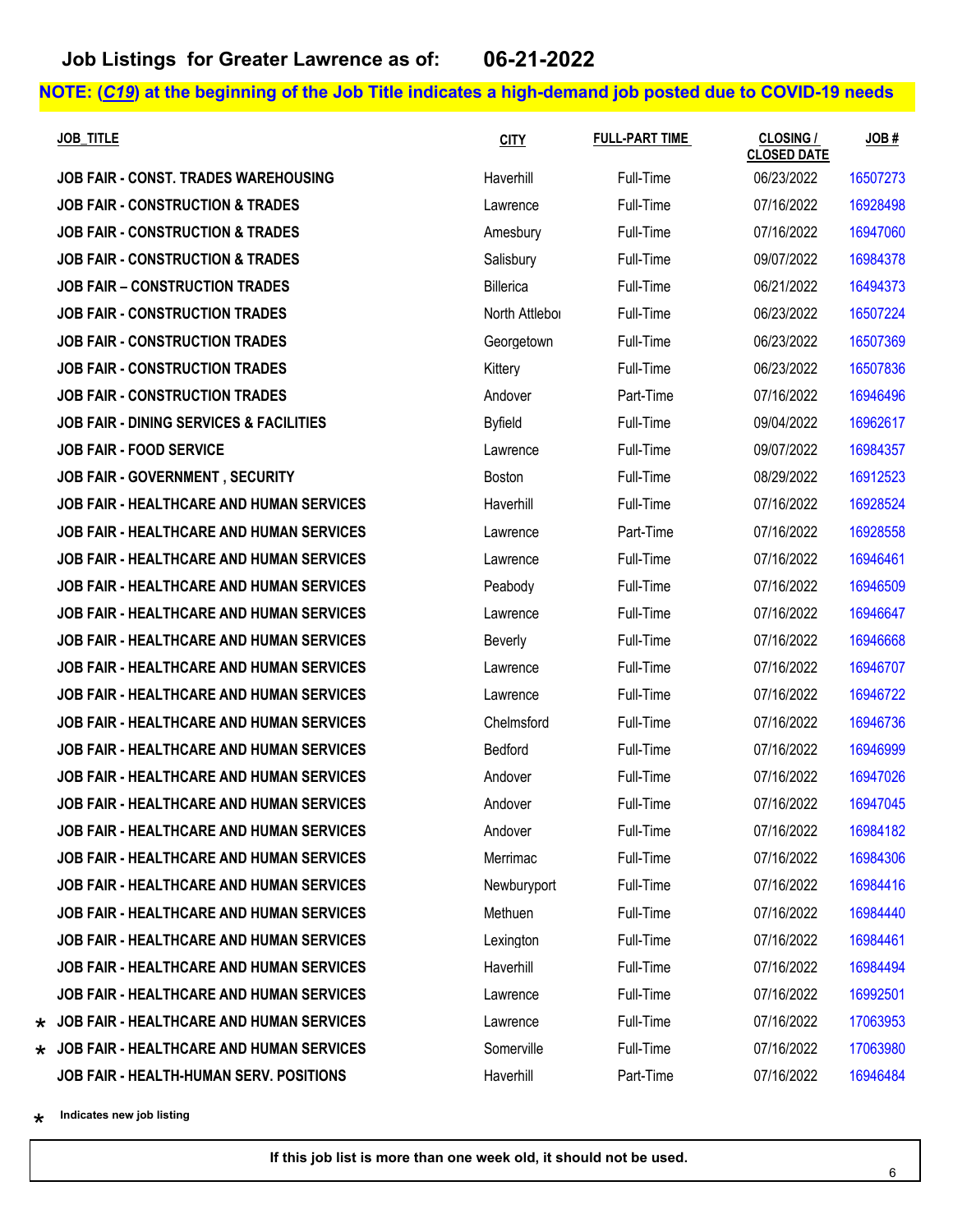## Job Listings for Greater Lawrence as of: 06-21-2022

**NOTE: (*C19*) at the beginning of the Job Title indicates a high-demand job posted due to COVID-19 needs**

| | JOB_TITLE | CITY | FULL-PART TIME | CLOSING / CLOSED DATE | JOB # |
|---|---|---|---|---|---|
| | JOB FAIR - CONST. TRADES WAREHOUSING | Haverhill | Full-Time | 06/23/2022 | 16507273 |
| | JOB FAIR - CONSTRUCTION & TRADES | Lawrence | Full-Time | 07/16/2022 | 16928498 |
| | JOB FAIR - CONSTRUCTION & TRADES | Amesbury | Full-Time | 07/16/2022 | 16947060 |
| | JOB FAIR - CONSTRUCTION & TRADES | Salisbury | Full-Time | 09/07/2022 | 16984378 |
| | JOB FAIR – CONSTRUCTION TRADES | Billerica | Full-Time | 06/21/2022 | 16494373 |
| | JOB FAIR - CONSTRUCTION TRADES | North Attlebor | Full-Time | 06/23/2022 | 16507224 |
| | JOB FAIR - CONSTRUCTION TRADES | Georgetown | Full-Time | 06/23/2022 | 16507369 |
| | JOB FAIR - CONSTRUCTION TRADES | Kittery | Full-Time | 06/23/2022 | 16507836 |
| | JOB FAIR - CONSTRUCTION TRADES | Andover | Part-Time | 07/16/2022 | 16946496 |
| | JOB FAIR - DINING SERVICES & FACILITIES | Byfield | Full-Time | 09/04/2022 | 16962617 |
| | JOB FAIR - FOOD SERVICE | Lawrence | Full-Time | 09/07/2022 | 16984357 |
| | JOB FAIR - GOVERNMENT , SECURITY | Boston | Full-Time | 08/29/2022 | 16912523 |
| | JOB FAIR - HEALTHCARE AND HUMAN SERVICES | Haverhill | Full-Time | 07/16/2022 | 16928524 |
| | JOB FAIR - HEALTHCARE AND HUMAN SERVICES | Lawrence | Part-Time | 07/16/2022 | 16928558 |
| | JOB FAIR - HEALTHCARE AND HUMAN SERVICES | Lawrence | Full-Time | 07/16/2022 | 16946461 |
| | JOB FAIR - HEALTHCARE AND HUMAN SERVICES | Peabody | Full-Time | 07/16/2022 | 16946509 |
| | JOB FAIR - HEALTHCARE AND HUMAN SERVICES | Lawrence | Full-Time | 07/16/2022 | 16946647 |
| | JOB FAIR - HEALTHCARE AND HUMAN SERVICES | Beverly | Full-Time | 07/16/2022 | 16946668 |
| | JOB FAIR - HEALTHCARE AND HUMAN SERVICES | Lawrence | Full-Time | 07/16/2022 | 16946707 |
| | JOB FAIR - HEALTHCARE AND HUMAN SERVICES | Lawrence | Full-Time | 07/16/2022 | 16946722 |
| | JOB FAIR - HEALTHCARE AND HUMAN SERVICES | Chelmsford | Full-Time | 07/16/2022 | 16946736 |
| | JOB FAIR - HEALTHCARE AND HUMAN SERVICES | Bedford | Full-Time | 07/16/2022 | 16946999 |
| | JOB FAIR - HEALTHCARE AND HUMAN SERVICES | Andover | Full-Time | 07/16/2022 | 16947026 |
| | JOB FAIR - HEALTHCARE AND HUMAN SERVICES | Andover | Full-Time | 07/16/2022 | 16947045 |
| | JOB FAIR - HEALTHCARE AND HUMAN SERVICES | Andover | Full-Time | 07/16/2022 | 16984182 |
| | JOB FAIR - HEALTHCARE AND HUMAN SERVICES | Merrimac | Full-Time | 07/16/2022 | 16984306 |
| | JOB FAIR - HEALTHCARE AND HUMAN SERVICES | Newburyport | Full-Time | 07/16/2022 | 16984416 |
| | JOB FAIR - HEALTHCARE AND HUMAN SERVICES | Methuen | Full-Time | 07/16/2022 | 16984440 |
| | JOB FAIR - HEALTHCARE AND HUMAN SERVICES | Lexington | Full-Time | 07/16/2022 | 16984461 |
| | JOB FAIR - HEALTHCARE AND HUMAN SERVICES | Haverhill | Full-Time | 07/16/2022 | 16984494 |
| | JOB FAIR - HEALTHCARE AND HUMAN SERVICES | Lawrence | Full-Time | 07/16/2022 | 16992501 |
| * | JOB FAIR - HEALTHCARE AND HUMAN SERVICES | Lawrence | Full-Time | 07/16/2022 | 17063953 |
| * | JOB FAIR - HEALTHCARE AND HUMAN SERVICES | Somerville | Full-Time | 07/16/2022 | 17063980 |
| | JOB FAIR - HEALTH-HUMAN SERV. POSITIONS | Haverhill | Part-Time | 07/16/2022 | 16946484 |

\* Indicates new job listing

**If this job list is more than one week old, it should not be used.**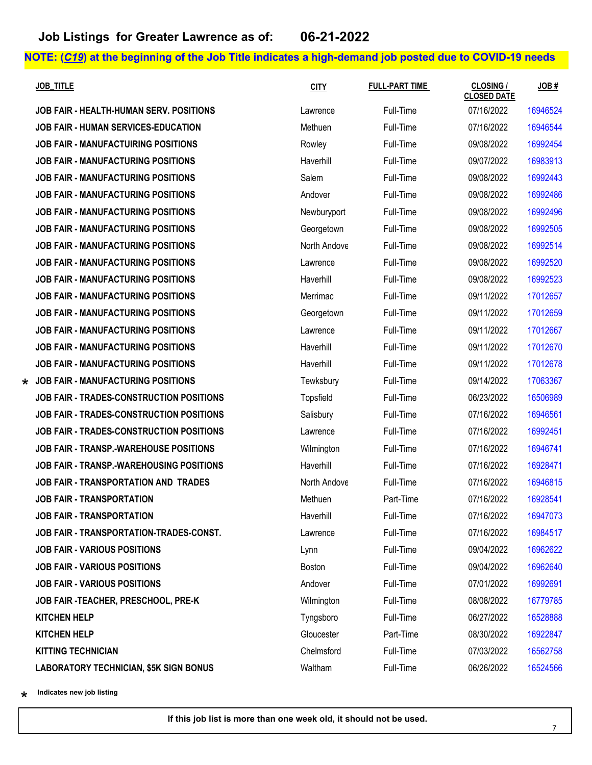## Job Listings for Greater Lawrence as of: 06-21-2022

**NOTE: (*C19*) at the beginning of the Job Title indicates a high-demand job posted due to COVID-19 needs**

| | JOB_TITLE | CITY | FULL-PART TIME | CLOSING / CLOSED DATE | JOB # |
|---|---|---|---|---|---|
| | JOB FAIR - HEALTH-HUMAN SERV. POSITIONS | Lawrence | Full-Time | 07/16/2022 | 16946524 |
| | JOB FAIR - HUMAN SERVICES-EDUCATION | Methuen | Full-Time | 07/16/2022 | 16946544 |
| | JOB FAIR - MANUFACTUIRING POSITIONS | Rowley | Full-Time | 09/08/2022 | 16992454 |
| | JOB FAIR - MANUFACTURING POSITIONS | Haverhill | Full-Time | 09/07/2022 | 16983913 |
| | JOB FAIR - MANUFACTURING POSITIONS | Salem | Full-Time | 09/08/2022 | 16992443 |
| | JOB FAIR - MANUFACTURING POSITIONS | Andover | Full-Time | 09/08/2022 | 16992486 |
| | JOB FAIR - MANUFACTURING POSITIONS | Newburyport | Full-Time | 09/08/2022 | 16992496 |
| | JOB FAIR - MANUFACTURING POSITIONS | Georgetown | Full-Time | 09/08/2022 | 16992505 |
| | JOB FAIR - MANUFACTURING POSITIONS | North Andove | Full-Time | 09/08/2022 | 16992514 |
| | JOB FAIR - MANUFACTURING POSITIONS | Lawrence | Full-Time | 09/08/2022 | 16992520 |
| | JOB FAIR - MANUFACTURING POSITIONS | Haverhill | Full-Time | 09/08/2022 | 16992523 |
| | JOB FAIR - MANUFACTURING POSITIONS | Merrimac | Full-Time | 09/11/2022 | 17012657 |
| | JOB FAIR - MANUFACTURING POSITIONS | Georgetown | Full-Time | 09/11/2022 | 17012659 |
| | JOB FAIR - MANUFACTURING POSITIONS | Lawrence | Full-Time | 09/11/2022 | 17012667 |
| | JOB FAIR - MANUFACTURING POSITIONS | Haverhill | Full-Time | 09/11/2022 | 17012670 |
| | JOB FAIR - MANUFACTURING POSITIONS | Haverhill | Full-Time | 09/11/2022 | 17012678 |
| * | JOB FAIR - MANUFACTURING POSITIONS | Tewksbury | Full-Time | 09/14/2022 | 17063367 |
| | JOB FAIR - TRADES-CONSTRUCTION POSITIONS | Topsfield | Full-Time | 06/23/2022 | 16506989 |
| | JOB FAIR - TRADES-CONSTRUCTION POSITIONS | Salisbury | Full-Time | 07/16/2022 | 16946561 |
| | JOB FAIR - TRADES-CONSTRUCTION POSITIONS | Lawrence | Full-Time | 07/16/2022 | 16992451 |
| | JOB FAIR - TRANSP.-WAREHOUSE POSITIONS | Wilmington | Full-Time | 07/16/2022 | 16946741 |
| | JOB FAIR - TRANSP.-WAREHOUSING POSITIONS | Haverhill | Full-Time | 07/16/2022 | 16928471 |
| | JOB FAIR - TRANSPORTATION AND TRADES | North Andove | Full-Time | 07/16/2022 | 16946815 |
| | JOB FAIR - TRANSPORTATION | Methuen | Part-Time | 07/16/2022 | 16928541 |
| | JOB FAIR - TRANSPORTATION | Haverhill | Full-Time | 07/16/2022 | 16947073 |
| | JOB FAIR - TRANSPORTATION-TRADES-CONST. | Lawrence | Full-Time | 07/16/2022 | 16984517 |
| | JOB FAIR - VARIOUS POSITIONS | Lynn | Full-Time | 09/04/2022 | 16962622 |
| | JOB FAIR - VARIOUS POSITIONS | Boston | Full-Time | 09/04/2022 | 16962640 |
| | JOB FAIR - VARIOUS POSITIONS | Andover | Full-Time | 07/01/2022 | 16992691 |
| | JOB FAIR -TEACHER, PRESCHOOL, PRE-K | Wilmington | Full-Time | 08/08/2022 | 16779785 |
| | KITCHEN HELP | Tyngsboro | Full-Time | 06/27/2022 | 16528888 |
| | KITCHEN HELP | Gloucester | Part-Time | 08/30/2022 | 16922847 |
| | KITTING TECHNICIAN | Chelmsford | Full-Time | 07/03/2022 | 16562758 |
| | LABORATORY TECHNICIAN, $5K SIGN BONUS | Waltham | Full-Time | 06/26/2022 | 16524566 |

\* Indicates new job listing

**If this job list is more than one week old, it should not be used.**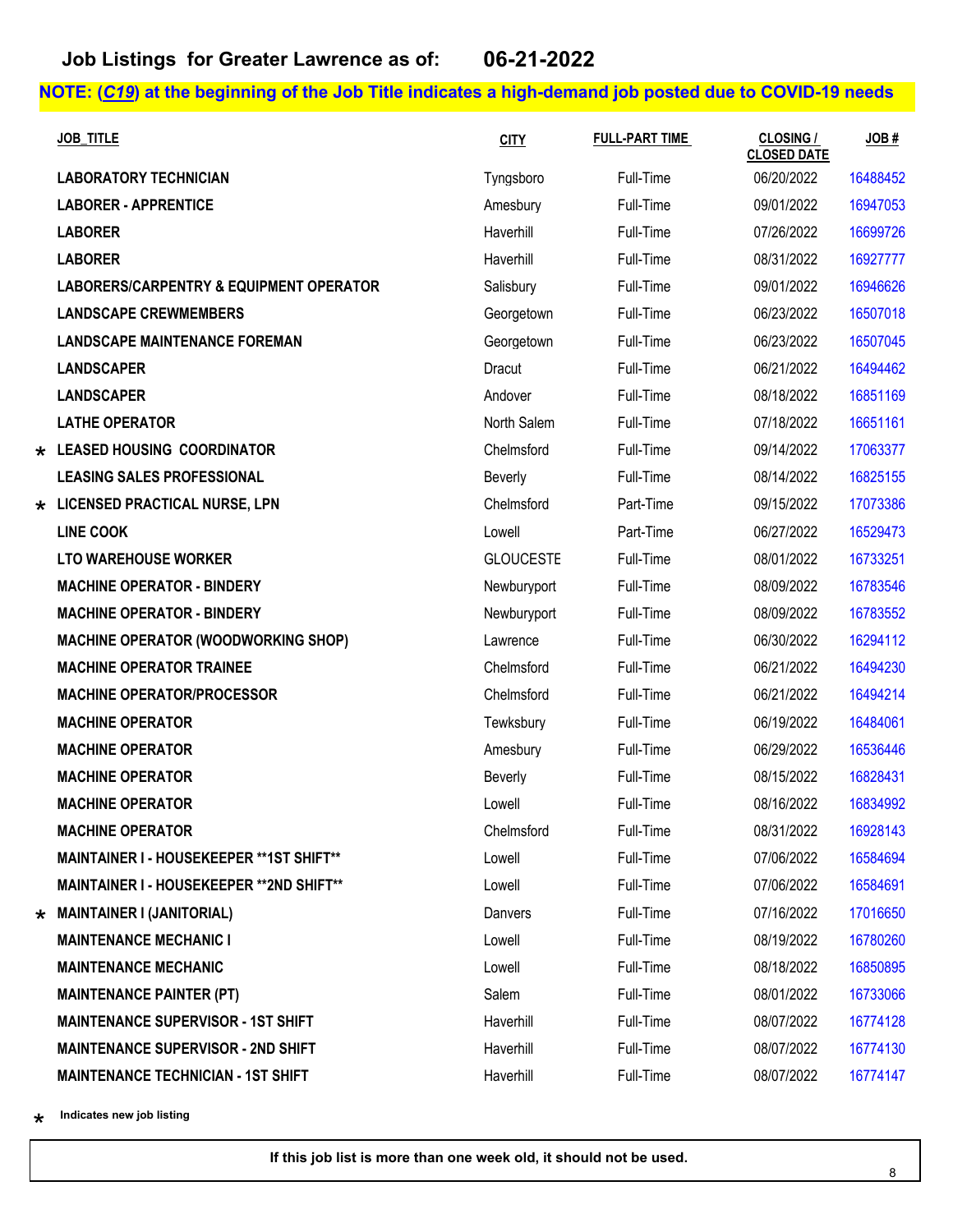**Job Listings for Greater Lawrence as of: 06-21-2022**

**NOTE: (*C19*) at the beginning of the Job Title indicates a high-demand job posted due to COVID-19 needs**

| | JOB_TITLE | CITY | FULL-PART TIME | CLOSING / CLOSED DATE | JOB # |
|---|---|---|---|---|---|
| | LABORATORY TECHNICIAN | Tyngsboro | Full-Time | 06/20/2022 | 16488452 |
| | LABORER - APPRENTICE | Amesbury | Full-Time | 09/01/2022 | 16947053 |
| | LABORER | Haverhill | Full-Time | 07/26/2022 | 16699726 |
| | LABORER | Haverhill | Full-Time | 08/31/2022 | 16927777 |
| | LABORERS/CARPENTRY & EQUIPMENT OPERATOR | Salisbury | Full-Time | 09/01/2022 | 16946626 |
| | LANDSCAPE CREWMEMBERS | Georgetown | Full-Time | 06/23/2022 | 16507018 |
| | LANDSCAPE MAINTENANCE FOREMAN | Georgetown | Full-Time | 06/23/2022 | 16507045 |
| | LANDSCAPER | Dracut | Full-Time | 06/21/2022 | 16494462 |
| | LANDSCAPER | Andover | Full-Time | 08/18/2022 | 16851169 |
| | LATHE OPERATOR | North Salem | Full-Time | 07/18/2022 | 16651161 |
| * | LEASED HOUSING COORDINATOR | Chelmsford | Full-Time | 09/14/2022 | 17063377 |
| | LEASING SALES PROFESSIONAL | Beverly | Full-Time | 08/14/2022 | 16825155 |
| * | LICENSED PRACTICAL NURSE, LPN | Chelmsford | Part-Time | 09/15/2022 | 17073386 |
| | LINE COOK | Lowell | Part-Time | 06/27/2022 | 16529473 |
| | LTO WAREHOUSE WORKER | GLOUCESTE | Full-Time | 08/01/2022 | 16733251 |
| | MACHINE OPERATOR - BINDERY | Newburyport | Full-Time | 08/09/2022 | 16783546 |
| | MACHINE OPERATOR - BINDERY | Newburyport | Full-Time | 08/09/2022 | 16783552 |
| | MACHINE OPERATOR (WOODWORKING SHOP) | Lawrence | Full-Time | 06/30/2022 | 16294112 |
| | MACHINE OPERATOR TRAINEE | Chelmsford | Full-Time | 06/21/2022 | 16494230 |
| | MACHINE OPERATOR/PROCESSOR | Chelmsford | Full-Time | 06/21/2022 | 16494214 |
| | MACHINE OPERATOR | Tewksbury | Full-Time | 06/19/2022 | 16484061 |
| | MACHINE OPERATOR | Amesbury | Full-Time | 06/29/2022 | 16536446 |
| | MACHINE OPERATOR | Beverly | Full-Time | 08/15/2022 | 16828431 |
| | MACHINE OPERATOR | Lowell | Full-Time | 08/16/2022 | 16834992 |
| | MACHINE OPERATOR | Chelmsford | Full-Time | 08/31/2022 | 16928143 |
| | MAINTAINER I - HOUSEKEEPER **1ST SHIFT** | Lowell | Full-Time | 07/06/2022 | 16584694 |
| | MAINTAINER I - HOUSEKEEPER **2ND SHIFT** | Lowell | Full-Time | 07/06/2022 | 16584691 |
| * | MAINTAINER I (JANITORIAL) | Danvers | Full-Time | 07/16/2022 | 17016650 |
| | MAINTENANCE MECHANIC I | Lowell | Full-Time | 08/19/2022 | 16780260 |
| | MAINTENANCE MECHANIC | Lowell | Full-Time | 08/18/2022 | 16850895 |
| | MAINTENANCE PAINTER (PT) | Salem | Full-Time | 08/01/2022 | 16733066 |
| | MAINTENANCE SUPERVISOR - 1ST SHIFT | Haverhill | Full-Time | 08/07/2022 | 16774128 |
| | MAINTENANCE SUPERVISOR - 2ND SHIFT | Haverhill | Full-Time | 08/07/2022 | 16774130 |
| | MAINTENANCE TECHNICIAN - 1ST SHIFT | Haverhill | Full-Time | 08/07/2022 | 16774147 |

\* Indicates new job listing

**If this job list is more than one week old, it should not be used.**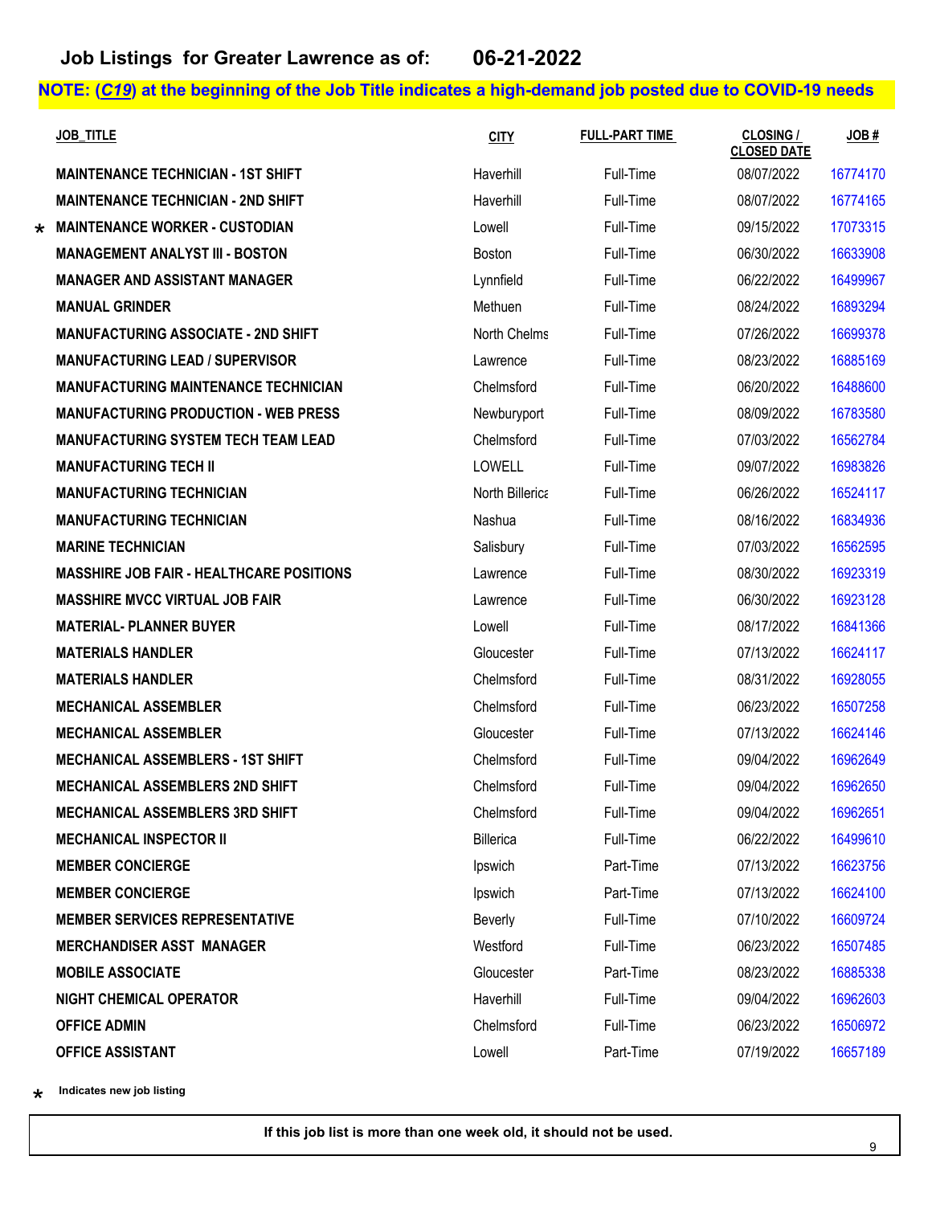**Job Listings for Greater Lawrence as of: 06-21-2022**

**NOTE: (*C19*) at the beginning of the Job Title indicates a high-demand job posted due to COVID-19 needs**

| | JOB_TITLE | CITY | FULL-PART TIME | CLOSING / CLOSED DATE | JOB # |
|---|---|---|---|---|---|
| | MAINTENANCE TECHNICIAN - 1ST SHIFT | Haverhill | Full-Time | 08/07/2022 | 16774170 |
| | MAINTENANCE TECHNICIAN - 2ND SHIFT | Haverhill | Full-Time | 08/07/2022 | 16774165 |
| * | MAINTENANCE WORKER - CUSTODIAN | Lowell | Full-Time | 09/15/2022 | 17073315 |
| | MANAGEMENT ANALYST III - BOSTON | Boston | Full-Time | 06/30/2022 | 16633908 |
| | MANAGER AND ASSISTANT MANAGER | Lynnfield | Full-Time | 06/22/2022 | 16499967 |
| | MANUAL GRINDER | Methuen | Full-Time | 08/24/2022 | 16893294 |
| | MANUFACTURING ASSOCIATE - 2ND SHIFT | North Chelms | Full-Time | 07/26/2022 | 16699378 |
| | MANUFACTURING LEAD / SUPERVISOR | Lawrence | Full-Time | 08/23/2022 | 16885169 |
| | MANUFACTURING MAINTENANCE TECHNICIAN | Chelmsford | Full-Time | 06/20/2022 | 16488600 |
| | MANUFACTURING PRODUCTION - WEB PRESS | Newburyport | Full-Time | 08/09/2022 | 16783580 |
| | MANUFACTURING SYSTEM TECH TEAM LEAD | Chelmsford | Full-Time | 07/03/2022 | 16562784 |
| | MANUFACTURING TECH II | LOWELL | Full-Time | 09/07/2022 | 16983826 |
| | MANUFACTURING TECHNICIAN | North Billerica | Full-Time | 06/26/2022 | 16524117 |
| | MANUFACTURING TECHNICIAN | Nashua | Full-Time | 08/16/2022 | 16834936 |
| | MARINE TECHNICIAN | Salisbury | Full-Time | 07/03/2022 | 16562595 |
| | MASSHIRE JOB FAIR - HEALTHCARE POSITIONS | Lawrence | Full-Time | 08/30/2022 | 16923319 |
| | MASSHIRE MVCC VIRTUAL JOB FAIR | Lawrence | Full-Time | 06/30/2022 | 16923128 |
| | MATERIAL- PLANNER BUYER | Lowell | Full-Time | 08/17/2022 | 16841366 |
| | MATERIALS HANDLER | Gloucester | Full-Time | 07/13/2022 | 16624117 |
| | MATERIALS HANDLER | Chelmsford | Full-Time | 08/31/2022 | 16928055 |
| | MECHANICAL ASSEMBLER | Chelmsford | Full-Time | 06/23/2022 | 16507258 |
| | MECHANICAL ASSEMBLER | Gloucester | Full-Time | 07/13/2022 | 16624146 |
| | MECHANICAL ASSEMBLERS - 1ST SHIFT | Chelmsford | Full-Time | 09/04/2022 | 16962649 |
| | MECHANICAL ASSEMBLERS 2ND SHIFT | Chelmsford | Full-Time | 09/04/2022 | 16962650 |
| | MECHANICAL ASSEMBLERS 3RD SHIFT | Chelmsford | Full-Time | 09/04/2022 | 16962651 |
| | MECHANICAL INSPECTOR II | Billerica | Full-Time | 06/22/2022 | 16499610 |
| | MEMBER CONCIERGE | Ipswich | Part-Time | 07/13/2022 | 16623756 |
| | MEMBER CONCIERGE | Ipswich | Part-Time | 07/13/2022 | 16624100 |
| | MEMBER SERVICES REPRESENTATIVE | Beverly | Full-Time | 07/10/2022 | 16609724 |
| | MERCHANDISER ASST MANAGER | Westford | Full-Time | 06/23/2022 | 16507485 |
| | MOBILE ASSOCIATE | Gloucester | Part-Time | 08/23/2022 | 16885338 |
| | NIGHT CHEMICAL OPERATOR | Haverhill | Full-Time | 09/04/2022 | 16962603 |
| | OFFICE ADMIN | Chelmsford | Full-Time | 06/23/2022 | 16506972 |
| | OFFICE ASSISTANT | Lowell | Part-Time | 07/19/2022 | 16657189 |

\* Indicates new job listing

**If this job list is more than one week old, it should not be used.**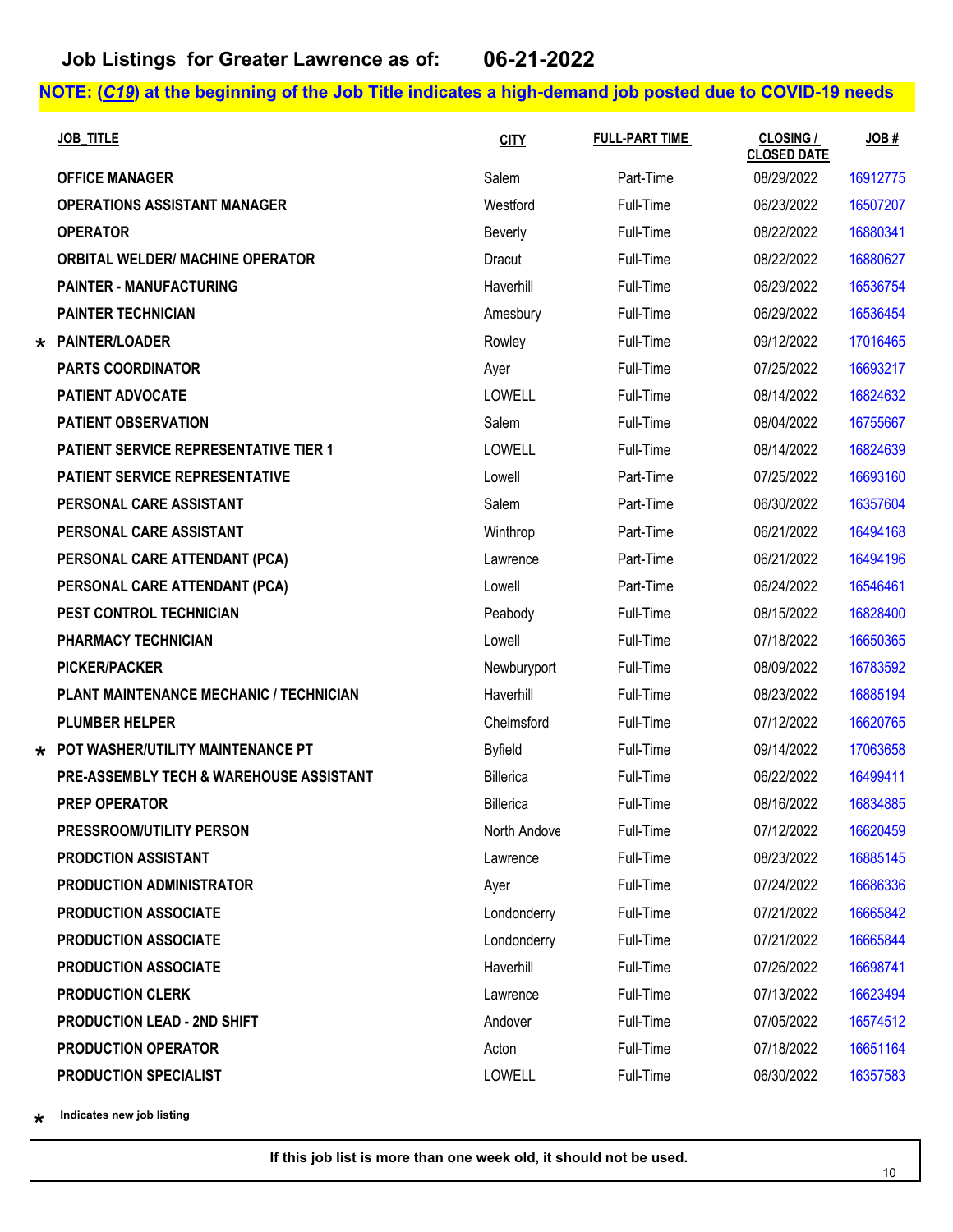## Job Listings for Greater Lawrence as of: 06-21-2022

**NOTE: (*C19*) at the beginning of the Job Title indicates a high-demand job posted due to COVID-19 needs**

| | JOB_TITLE | CITY | FULL-PART TIME | CLOSING / CLOSED DATE | JOB # |
|---|---|---|---|---|---|
| | OFFICE MANAGER | Salem | Part-Time | 08/29/2022 | 16912775 |
| | OPERATIONS ASSISTANT MANAGER | Westford | Full-Time | 06/23/2022 | 16507207 |
| | OPERATOR | Beverly | Full-Time | 08/22/2022 | 16880341 |
| | ORBITAL WELDER/ MACHINE OPERATOR | Dracut | Full-Time | 08/22/2022 | 16880627 |
| | PAINTER - MANUFACTURING | Haverhill | Full-Time | 06/29/2022 | 16536754 |
| | PAINTER TECHNICIAN | Amesbury | Full-Time | 06/29/2022 | 16536454 |
| * | PAINTER/LOADER | Rowley | Full-Time | 09/12/2022 | 17016465 |
| | PARTS COORDINATOR | Ayer | Full-Time | 07/25/2022 | 16693217 |
| | PATIENT ADVOCATE | LOWELL | Full-Time | 08/14/2022 | 16824632 |
| | PATIENT OBSERVATION | Salem | Full-Time | 08/04/2022 | 16755667 |
| | PATIENT SERVICE REPRESENTATIVE TIER 1 | LOWELL | Full-Time | 08/14/2022 | 16824639 |
| | PATIENT SERVICE REPRESENTATIVE | Lowell | Part-Time | 07/25/2022 | 16693160 |
| | PERSONAL CARE ASSISTANT | Salem | Part-Time | 06/30/2022 | 16357604 |
| | PERSONAL CARE ASSISTANT | Winthrop | Part-Time | 06/21/2022 | 16494168 |
| | PERSONAL CARE ATTENDANT (PCA) | Lawrence | Part-Time | 06/21/2022 | 16494196 |
| | PERSONAL CARE ATTENDANT (PCA) | Lowell | Part-Time | 06/24/2022 | 16546461 |
| | PEST CONTROL TECHNICIAN | Peabody | Full-Time | 08/15/2022 | 16828400 |
| | PHARMACY TECHNICIAN | Lowell | Full-Time | 07/18/2022 | 16650365 |
| | PICKER/PACKER | Newburyport | Full-Time | 08/09/2022 | 16783592 |
| | PLANT MAINTENANCE MECHANIC / TECHNICIAN | Haverhill | Full-Time | 08/23/2022 | 16885194 |
| | PLUMBER HELPER | Chelmsford | Full-Time | 07/12/2022 | 16620765 |
| * | POT WASHER/UTILITY MAINTENANCE PT | Byfield | Full-Time | 09/14/2022 | 17063658 |
| | PRE-ASSEMBLY TECH & WAREHOUSE ASSISTANT | Billerica | Full-Time | 06/22/2022 | 16499411 |
| | PREP OPERATOR | Billerica | Full-Time | 08/16/2022 | 16834885 |
| | PRESSROOM/UTILITY PERSON | North Andove | Full-Time | 07/12/2022 | 16620459 |
| | PRODCTION ASSISTANT | Lawrence | Full-Time | 08/23/2022 | 16885145 |
| | PRODUCTION ADMINISTRATOR | Ayer | Full-Time | 07/24/2022 | 16686336 |
| | PRODUCTION ASSOCIATE | Londonderry | Full-Time | 07/21/2022 | 16665842 |
| | PRODUCTION ASSOCIATE | Londonderry | Full-Time | 07/21/2022 | 16665844 |
| | PRODUCTION ASSOCIATE | Haverhill | Full-Time | 07/26/2022 | 16698741 |
| | PRODUCTION CLERK | Lawrence | Full-Time | 07/13/2022 | 16623494 |
| | PRODUCTION LEAD - 2ND SHIFT | Andover | Full-Time | 07/05/2022 | 16574512 |
| | PRODUCTION OPERATOR | Acton | Full-Time | 07/18/2022 | 16651164 |
| | PRODUCTION SPECIALIST | LOWELL | Full-Time | 06/30/2022 | 16357583 |

\* Indicates new job listing

**If this job list is more than one week old, it should not be used.**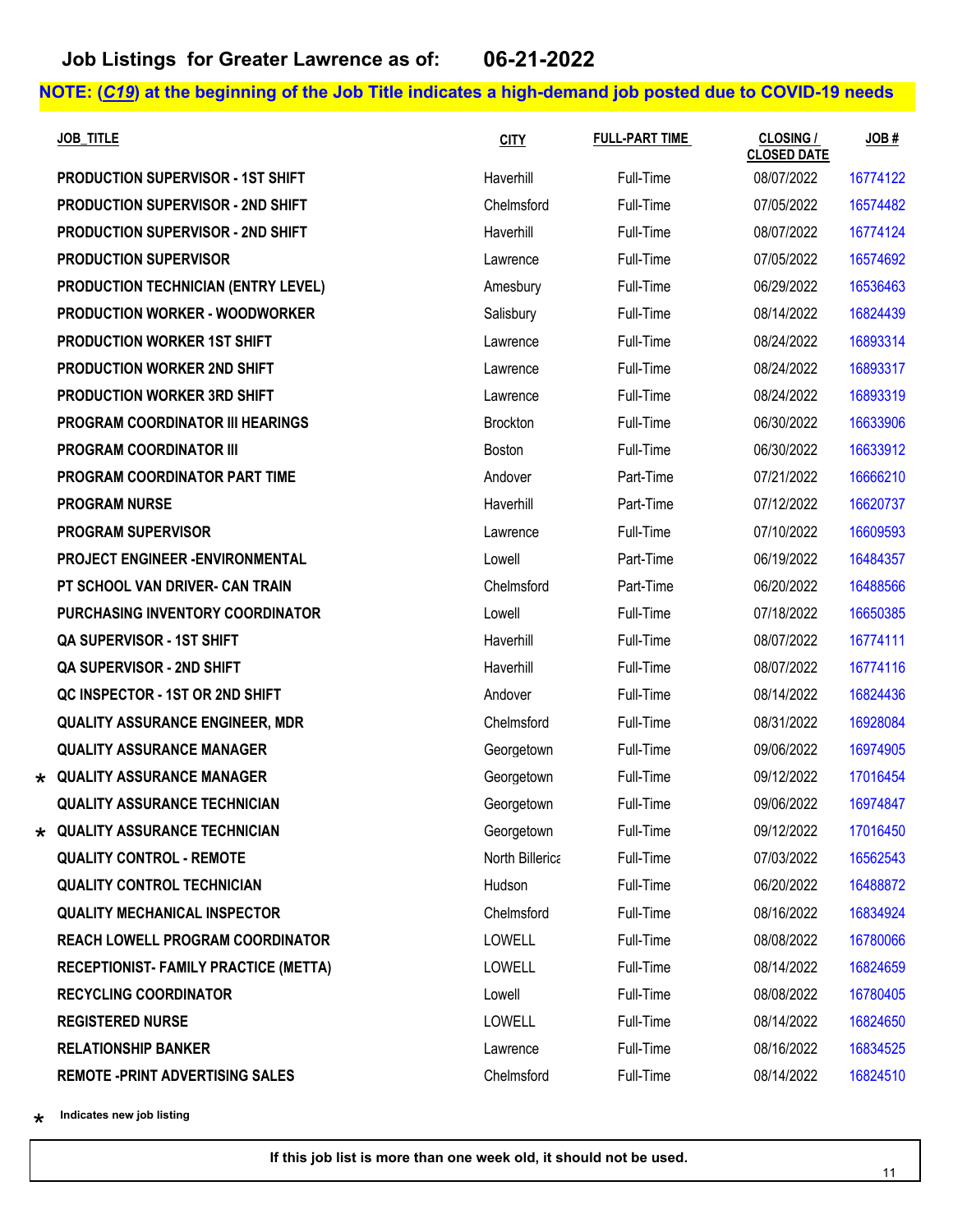# Job Listings for Greater Lawrence as of: 06-21-2022

**NOTE: (*C19*) at the beginning of the Job Title indicates a high-demand job posted due to COVID-19 needs**

| | JOB_TITLE | CITY | FULL-PART TIME | CLOSING / CLOSED DATE | JOB # |
|---|---|---|---|---|---|
| | PRODUCTION SUPERVISOR - 1ST SHIFT | Haverhill | Full-Time | 08/07/2022 | 16774122 |
| | PRODUCTION SUPERVISOR - 2ND SHIFT | Chelmsford | Full-Time | 07/05/2022 | 16574482 |
| | PRODUCTION SUPERVISOR - 2ND SHIFT | Haverhill | Full-Time | 08/07/2022 | 16774124 |
| | PRODUCTION SUPERVISOR | Lawrence | Full-Time | 07/05/2022 | 16574692 |
| | PRODUCTION TECHNICIAN (ENTRY LEVEL) | Amesbury | Full-Time | 06/29/2022 | 16536463 |
| | PRODUCTION WORKER - WOODWORKER | Salisbury | Full-Time | 08/14/2022 | 16824439 |
| | PRODUCTION WORKER 1ST SHIFT | Lawrence | Full-Time | 08/24/2022 | 16893314 |
| | PRODUCTION WORKER 2ND SHIFT | Lawrence | Full-Time | 08/24/2022 | 16893317 |
| | PRODUCTION WORKER 3RD SHIFT | Lawrence | Full-Time | 08/24/2022 | 16893319 |
| | PROGRAM COORDINATOR III HEARINGS | Brockton | Full-Time | 06/30/2022 | 16633906 |
| | PROGRAM COORDINATOR III | Boston | Full-Time | 06/30/2022 | 16633912 |
| | PROGRAM COORDINATOR PART TIME | Andover | Part-Time | 07/21/2022 | 16666210 |
| | PROGRAM NURSE | Haverhill | Part-Time | 07/12/2022 | 16620737 |
| | PROGRAM SUPERVISOR | Lawrence | Full-Time | 07/10/2022 | 16609593 |
| | PROJECT ENGINEER -ENVIRONMENTAL | Lowell | Part-Time | 06/19/2022 | 16484357 |
| | PT SCHOOL VAN DRIVER- CAN TRAIN | Chelmsford | Part-Time | 06/20/2022 | 16488566 |
| | PURCHASING INVENTORY COORDINATOR | Lowell | Full-Time | 07/18/2022 | 16650385 |
| | QA SUPERVISOR - 1ST SHIFT | Haverhill | Full-Time | 08/07/2022 | 16774111 |
| | QA SUPERVISOR - 2ND SHIFT | Haverhill | Full-Time | 08/07/2022 | 16774116 |
| | QC INSPECTOR - 1ST OR 2ND SHIFT | Andover | Full-Time | 08/14/2022 | 16824436 |
| | QUALITY ASSURANCE ENGINEER, MDR | Chelmsford | Full-Time | 08/31/2022 | 16928084 |
| | QUALITY ASSURANCE MANAGER | Georgetown | Full-Time | 09/06/2022 | 16974905 |
| * | QUALITY ASSURANCE MANAGER | Georgetown | Full-Time | 09/12/2022 | 17016454 |
| | QUALITY ASSURANCE TECHNICIAN | Georgetown | Full-Time | 09/06/2022 | 16974847 |
| * | QUALITY ASSURANCE TECHNICIAN | Georgetown | Full-Time | 09/12/2022 | 17016450 |
| | QUALITY CONTROL - REMOTE | North Billerica | Full-Time | 07/03/2022 | 16562543 |
| | QUALITY CONTROL TECHNICIAN | Hudson | Full-Time | 06/20/2022 | 16488872 |
| | QUALITY MECHANICAL INSPECTOR | Chelmsford | Full-Time | 08/16/2022 | 16834924 |
| | REACH LOWELL PROGRAM COORDINATOR | LOWELL | Full-Time | 08/08/2022 | 16780066 |
| | RECEPTIONIST- FAMILY PRACTICE (METTA) | LOWELL | Full-Time | 08/14/2022 | 16824659 |
| | RECYCLING COORDINATOR | Lowell | Full-Time | 08/08/2022 | 16780405 |
| | REGISTERED NURSE | LOWELL | Full-Time | 08/14/2022 | 16824650 |
| | RELATIONSHIP BANKER | Lawrence | Full-Time | 08/16/2022 | 16834525 |
| | REMOTE -PRINT ADVERTISING SALES | Chelmsford | Full-Time | 08/14/2022 | 16824510 |

\* Indicates new job listing

**If this job list is more than one week old, it should not be used.**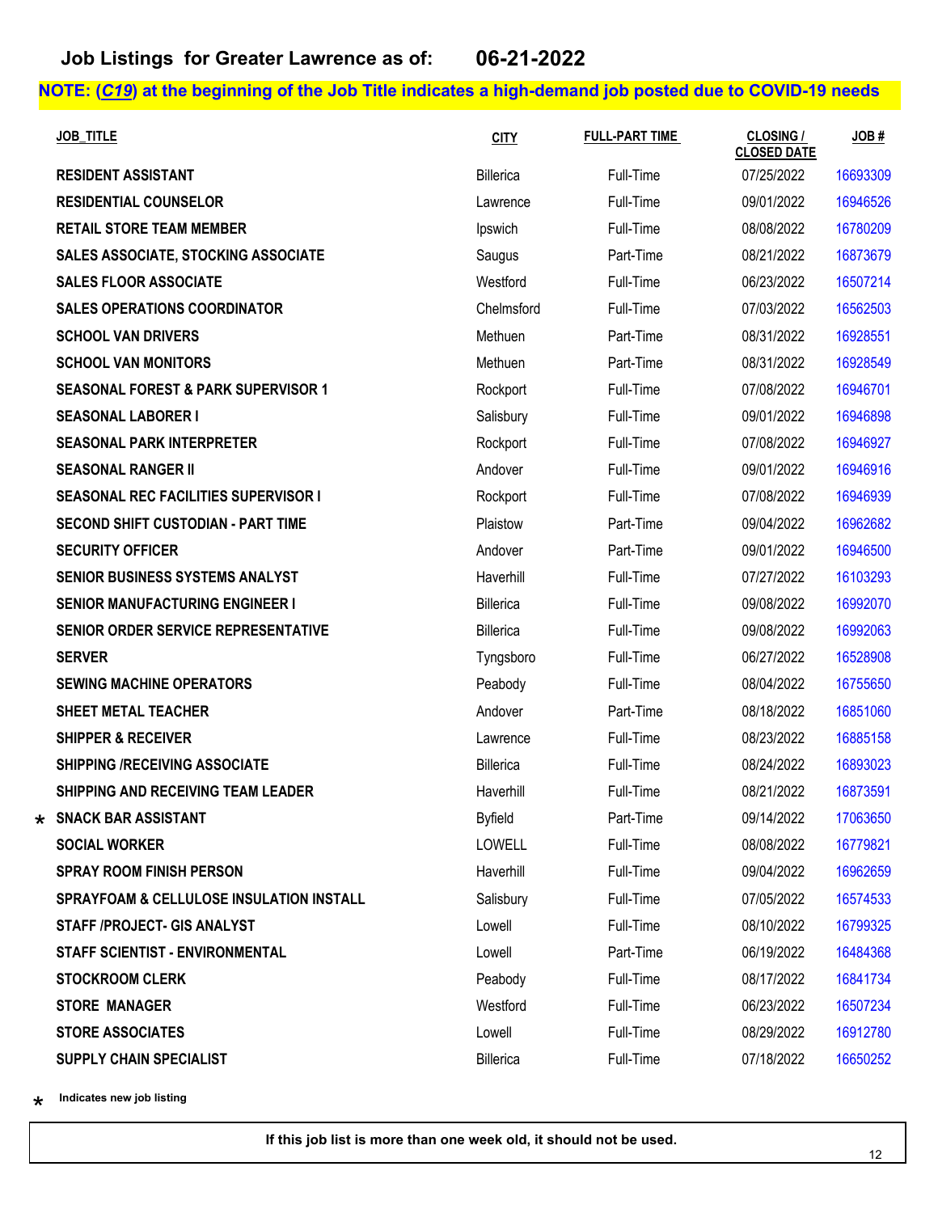## Job Listings for Greater Lawrence as of: 06-21-2022

**NOTE: (*C19*) at the beginning of the Job Title indicates a high-demand job posted due to COVID-19 needs**

| | JOB_TITLE | CITY | FULL-PART TIME | CLOSING / CLOSED DATE | JOB # |
|---|---|---|---|---|---|
| | RESIDENT ASSISTANT | Billerica | Full-Time | 07/25/2022 | 16693309 |
| | RESIDENTIAL COUNSELOR | Lawrence | Full-Time | 09/01/2022 | 16946526 |
| | RETAIL STORE TEAM MEMBER | Ipswich | Full-Time | 08/08/2022 | 16780209 |
| | SALES ASSOCIATE, STOCKING ASSOCIATE | Saugus | Part-Time | 08/21/2022 | 16873679 |
| | SALES FLOOR ASSOCIATE | Westford | Full-Time | 06/23/2022 | 16507214 |
| | SALES OPERATIONS COORDINATOR | Chelmsford | Full-Time | 07/03/2022 | 16562503 |
| | SCHOOL VAN DRIVERS | Methuen | Part-Time | 08/31/2022 | 16928551 |
| | SCHOOL VAN MONITORS | Methuen | Part-Time | 08/31/2022 | 16928549 |
| | SEASONAL FOREST & PARK SUPERVISOR 1 | Rockport | Full-Time | 07/08/2022 | 16946701 |
| | SEASONAL LABORER I | Salisbury | Full-Time | 09/01/2022 | 16946898 |
| | SEASONAL PARK INTERPRETER | Rockport | Full-Time | 07/08/2022 | 16946927 |
| | SEASONAL RANGER II | Andover | Full-Time | 09/01/2022 | 16946916 |
| | SEASONAL REC FACILITIES SUPERVISOR I | Rockport | Full-Time | 07/08/2022 | 16946939 |
| | SECOND SHIFT CUSTODIAN - PART TIME | Plaistow | Part-Time | 09/04/2022 | 16962682 |
| | SECURITY OFFICER | Andover | Part-Time | 09/01/2022 | 16946500 |
| | SENIOR BUSINESS SYSTEMS ANALYST | Haverhill | Full-Time | 07/27/2022 | 16103293 |
| | SENIOR MANUFACTURING ENGINEER I | Billerica | Full-Time | 09/08/2022 | 16992070 |
| | SENIOR ORDER SERVICE REPRESENTATIVE | Billerica | Full-Time | 09/08/2022 | 16992063 |
| | SERVER | Tyngsboro | Full-Time | 06/27/2022 | 16528908 |
| | SEWING MACHINE OPERATORS | Peabody | Full-Time | 08/04/2022 | 16755650 |
| | SHEET METAL TEACHER | Andover | Part-Time | 08/18/2022 | 16851060 |
| | SHIPPER & RECEIVER | Lawrence | Full-Time | 08/23/2022 | 16885158 |
| | SHIPPING /RECEIVING ASSOCIATE | Billerica | Full-Time | 08/24/2022 | 16893023 |
| | SHIPPING AND RECEIVING TEAM LEADER | Haverhill | Full-Time | 08/21/2022 | 16873591 |
| * | SNACK BAR ASSISTANT | Byfield | Part-Time | 09/14/2022 | 17063650 |
| | SOCIAL WORKER | LOWELL | Full-Time | 08/08/2022 | 16779821 |
| | SPRAY ROOM FINISH PERSON | Haverhill | Full-Time | 09/04/2022 | 16962659 |
| | SPRAYFOAM & CELLULOSE INSULATION INSTALL | Salisbury | Full-Time | 07/05/2022 | 16574533 |
| | STAFF /PROJECT- GIS ANALYST | Lowell | Full-Time | 08/10/2022 | 16799325 |
| | STAFF SCIENTIST - ENVIRONMENTAL | Lowell | Part-Time | 06/19/2022 | 16484368 |
| | STOCKROOM CLERK | Peabody | Full-Time | 08/17/2022 | 16841734 |
| | STORE MANAGER | Westford | Full-Time | 06/23/2022 | 16507234 |
| | STORE ASSOCIATES | Lowell | Full-Time | 08/29/2022 | 16912780 |
| | SUPPLY CHAIN SPECIALIST | Billerica | Full-Time | 07/18/2022 | 16650252 |

\* Indicates new job listing

**If this job list is more than one week old, it should not be used.**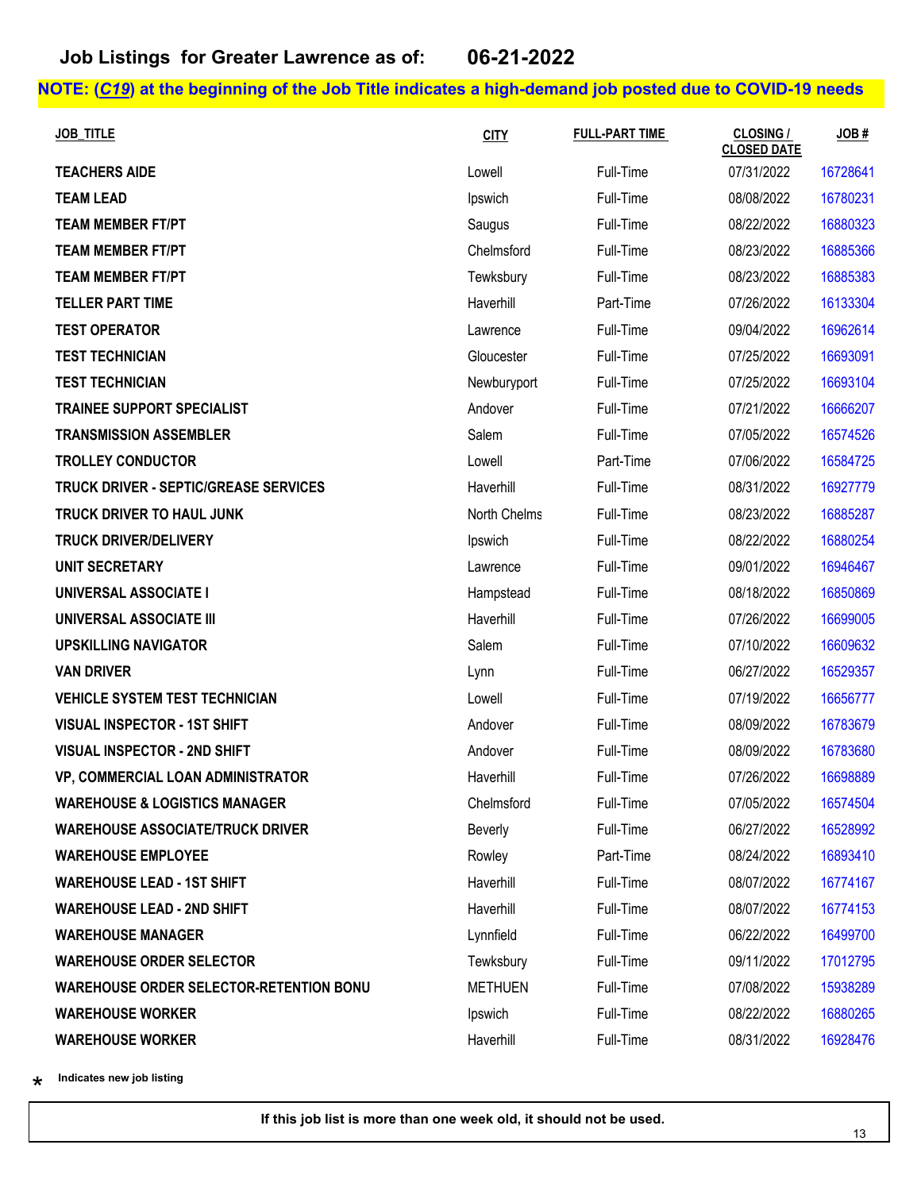# Job Listings for Greater Lawrence as of: 06-21-2022

**NOTE: (*C19*) at the beginning of the Job Title indicates a high-demand job posted due to COVID-19 needs**

| JOB_TITLE | CITY | FULL-PART TIME | CLOSING / CLOSED DATE | JOB # |
|---|---|---|---|---|
| TEACHERS AIDE | Lowell | Full-Time | 07/31/2022 | 16728641 |
| TEAM LEAD | Ipswich | Full-Time | 08/08/2022 | 16780231 |
| TEAM MEMBER FT/PT | Saugus | Full-Time | 08/22/2022 | 16880323 |
| TEAM MEMBER FT/PT | Chelmsford | Full-Time | 08/23/2022 | 16885366 |
| TEAM MEMBER FT/PT | Tewksbury | Full-Time | 08/23/2022 | 16885383 |
| TELLER PART TIME | Haverhill | Part-Time | 07/26/2022 | 16133304 |
| TEST OPERATOR | Lawrence | Full-Time | 09/04/2022 | 16962614 |
| TEST TECHNICIAN | Gloucester | Full-Time | 07/25/2022 | 16693091 |
| TEST TECHNICIAN | Newburyport | Full-Time | 07/25/2022 | 16693104 |
| TRAINEE SUPPORT SPECIALIST | Andover | Full-Time | 07/21/2022 | 16666207 |
| TRANSMISSION ASSEMBLER | Salem | Full-Time | 07/05/2022 | 16574526 |
| TROLLEY CONDUCTOR | Lowell | Part-Time | 07/06/2022 | 16584725 |
| TRUCK DRIVER - SEPTIC/GREASE SERVICES | Haverhill | Full-Time | 08/31/2022 | 16927779 |
| TRUCK DRIVER TO HAUL JUNK | North Chelms | Full-Time | 08/23/2022 | 16885287 |
| TRUCK DRIVER/DELIVERY | Ipswich | Full-Time | 08/22/2022 | 16880254 |
| UNIT SECRETARY | Lawrence | Full-Time | 09/01/2022 | 16946467 |
| UNIVERSAL ASSOCIATE I | Hampstead | Full-Time | 08/18/2022 | 16850869 |
| UNIVERSAL ASSOCIATE III | Haverhill | Full-Time | 07/26/2022 | 16699005 |
| UPSKILLING NAVIGATOR | Salem | Full-Time | 07/10/2022 | 16609632 |
| VAN DRIVER | Lynn | Full-Time | 06/27/2022 | 16529357 |
| VEHICLE SYSTEM TEST TECHNICIAN | Lowell | Full-Time | 07/19/2022 | 16656777 |
| VISUAL INSPECTOR - 1ST SHIFT | Andover | Full-Time | 08/09/2022 | 16783679 |
| VISUAL INSPECTOR - 2ND SHIFT | Andover | Full-Time | 08/09/2022 | 16783680 |
| VP, COMMERCIAL LOAN ADMINISTRATOR | Haverhill | Full-Time | 07/26/2022 | 16698889 |
| WAREHOUSE & LOGISTICS MANAGER | Chelmsford | Full-Time | 07/05/2022 | 16574504 |
| WAREHOUSE ASSOCIATE/TRUCK DRIVER | Beverly | Full-Time | 06/27/2022 | 16528992 |
| WAREHOUSE EMPLOYEE | Rowley | Part-Time | 08/24/2022 | 16893410 |
| WAREHOUSE LEAD - 1ST SHIFT | Haverhill | Full-Time | 08/07/2022 | 16774167 |
| WAREHOUSE LEAD - 2ND SHIFT | Haverhill | Full-Time | 08/07/2022 | 16774153 |
| WAREHOUSE MANAGER | Lynnfield | Full-Time | 06/22/2022 | 16499700 |
| WAREHOUSE ORDER SELECTOR | Tewksbury | Full-Time | 09/11/2022 | 17012795 |
| WAREHOUSE ORDER SELECTOR-RETENTION BONU | METHUEN | Full-Time | 07/08/2022 | 15938289 |
| WAREHOUSE WORKER | Ipswich | Full-Time | 08/22/2022 | 16880265 |
| WAREHOUSE WORKER | Haverhill | Full-Time | 08/31/2022 | 16928476 |

\* Indicates new job listing

**If this job list is more than one week old, it should not be used.**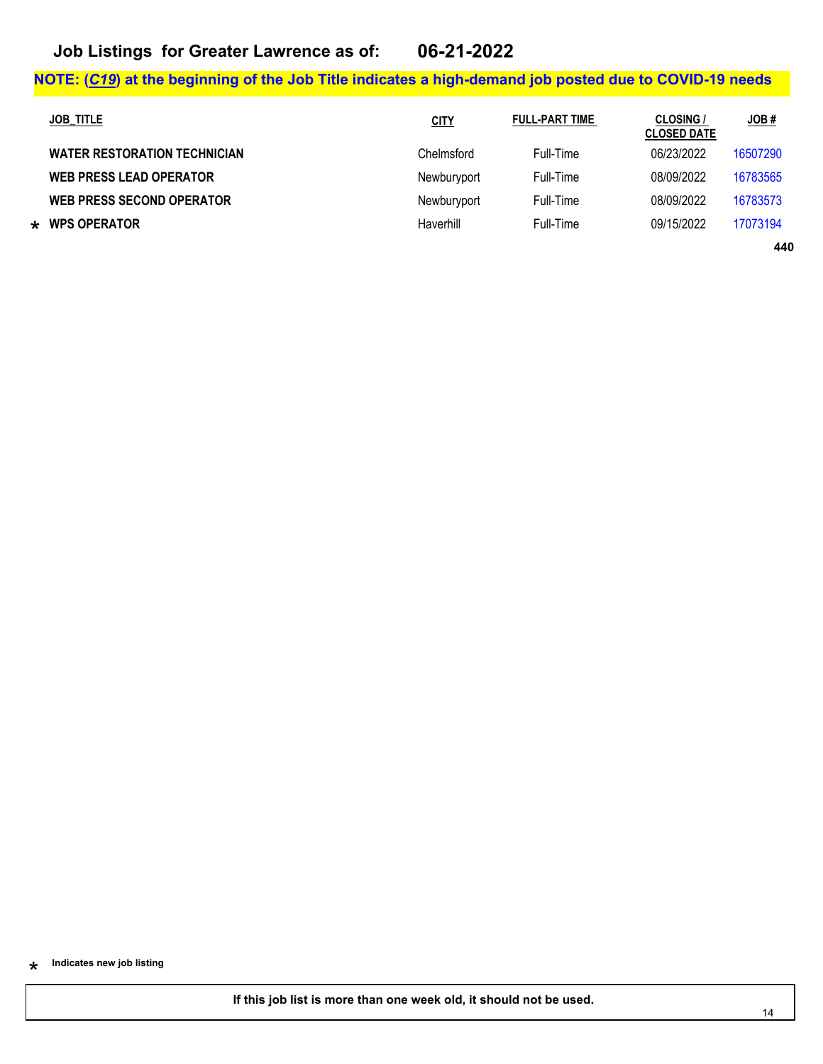# Job Listings for Greater Lawrence as of: 06-21-2022

**NOTE: (*C19*) at the beginning of the Job Title indicates a high-demand job posted due to COVID-19 needs**

| | JOB_TITLE | CITY | FULL-PART TIME | CLOSING / CLOSED DATE | JOB # |
|---|---|---|---|---|---|
| | **WATER RESTORATION TECHNICIAN** | Chelmsford | Full-Time | 06/23/2022 | 16507290 |
| | **WEB PRESS LEAD OPERATOR** | Newburyport | Full-Time | 08/09/2022 | 16783565 |
| | **WEB PRESS SECOND OPERATOR** | Newburyport | Full-Time | 08/09/2022 | 16783573 |
| * | **WPS OPERATOR** | Haverhill | Full-Time | 09/15/2022 | 17073194 |

**440**

\* **Indicates new job listing**

**If this job list is more than one week old, it should not be used.**